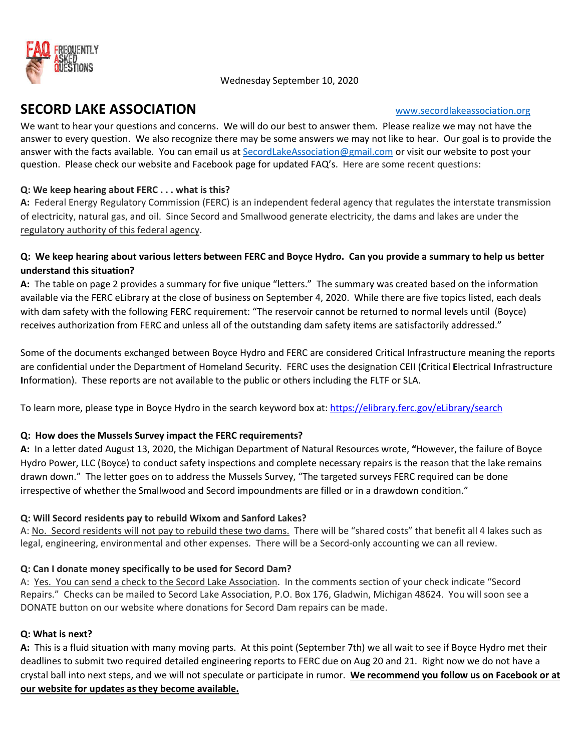FAQ FREQUENTLY ASKED QUESTIONS

Wednesday September 10, 2020

# SECORD LAKE ASSOCIATION

www.secordlakeassociation.org

We want to hear your questions and concerns. We will do our best to answer them. Please realize we may not have the answer to every question. We also recognize there may be some answers we may not like to hear. Our goal is to provide the answer with the facts available. You can email us at SecordLakeAssociation@gmail.com or visit our website to post your question. Please check our website and Facebook page for updated FAQ's. Here are some recent questions:

**Q: We keep hearing about FERC . . . what is this?**

**A:** Federal Energy Regulatory Commission (FERC) is an independent federal agency that regulates the interstate transmission of electricity, natural gas, and oil. Since Secord and Smallwood generate electricity, the dams and lakes are under the regulatory authority of this federal agency.

**Q: We keep hearing about various letters between FERC and Boyce Hydro. Can you provide a summary to help us better understand this situation?**

**A:** The table on page 2 provides a summary for five unique "letters." The summary was created based on the information available via the FERC eLibrary at the close of business on September 4, 2020. While there are five topics listed, each deals with dam safety with the following FERC requirement: "The reservoir cannot be returned to normal levels until (Boyce) receives authorization from FERC and unless all of the outstanding dam safety items are satisfactorily addressed."

Some of the documents exchanged between Boyce Hydro and FERC are considered Critical Infrastructure meaning the reports are confidential under the Department of Homeland Security. FERC uses the designation CEII (**C**ritical **E**lectrical **I**nfrastructure **I**nformation). These reports are not available to the public or others including the FLTF or SLA.

To learn more, please type in Boyce Hydro in the search keyword box at: https://elibrary.ferc.gov/eLibrary/search

**Q: How does the Mussels Survey impact the FERC requirements?**

**A:** In a letter dated August 13, 2020, the Michigan Department of Natural Resources wrote, **"**However, the failure of Boyce Hydro Power, LLC (Boyce) to conduct safety inspections and complete necessary repairs is the reason that the lake remains drawn down." The letter goes on to address the Mussels Survey, "The targeted surveys FERC required can be done irrespective of whether the Smallwood and Secord impoundments are filled or in a drawdown condition."

**Q: Will Secord residents pay to rebuild Wixom and Sanford Lakes?**

A: No. Secord residents will not pay to rebuild these two dams. There will be "shared costs" that benefit all 4 lakes such as legal, engineering, environmental and other expenses. There will be a Secord-only accounting we can all review.

**Q: Can I donate money specifically to be used for Secord Dam?**

A: Yes. You can send a check to the Secord Lake Association. In the comments section of your check indicate "Secord Repairs." Checks can be mailed to Secord Lake Association, P.O. Box 176, Gladwin, Michigan 48624. You will soon see a DONATE button on our website where donations for Secord Dam repairs can be made.

**Q: What is next?**

**A:** This is a fluid situation with many moving parts. At this point (September 7th) we all wait to see if Boyce Hydro met their deadlines to submit two required detailed engineering reports to FERC due on Aug 20 and 21. Right now we do not have a crystal ball into next steps, and we will not speculate or participate in rumor. **We recommend you follow us on Facebook or at our website for updates as they become available.**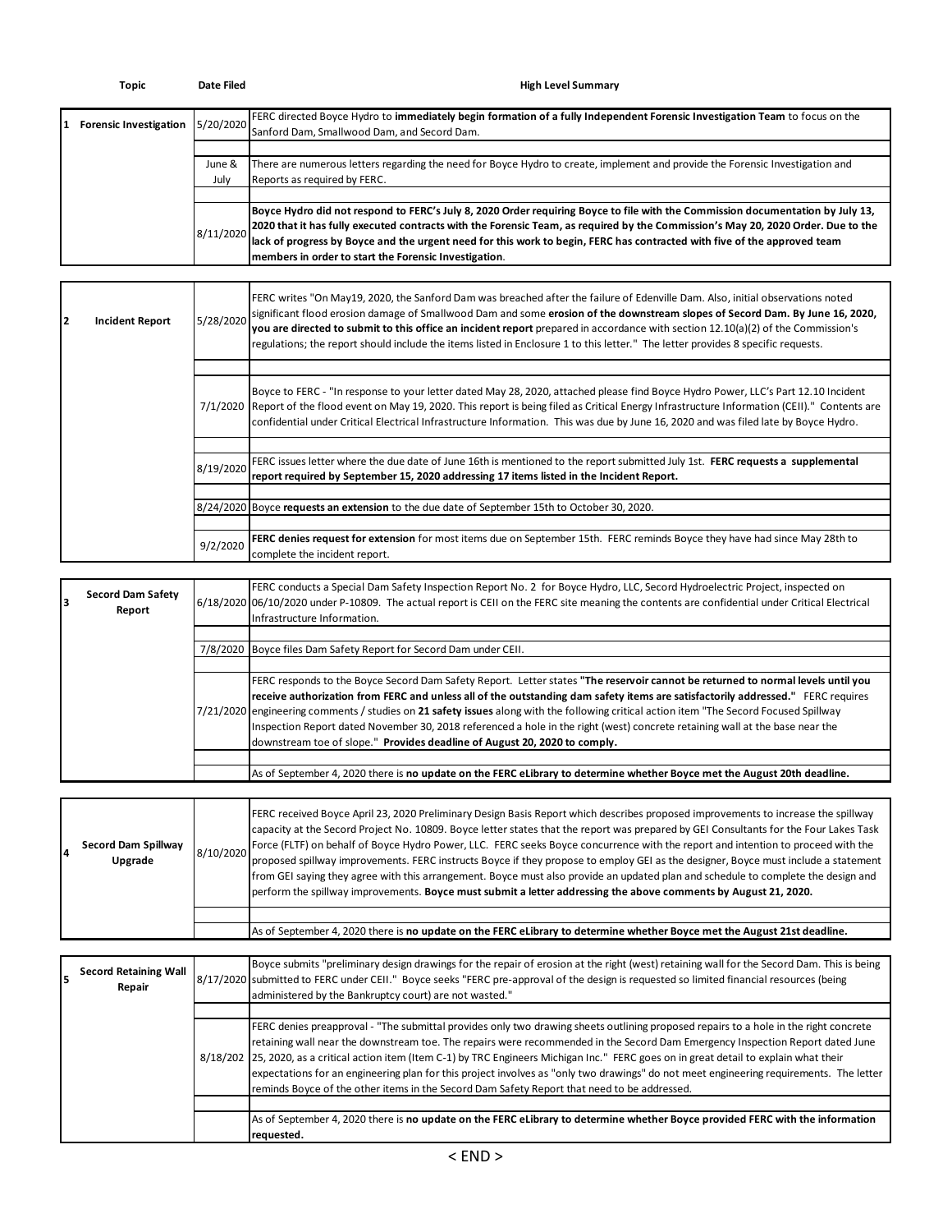| Topic | Date Filed | High Level Summary |
|---|---|---|
| 1 Forensic Investigation | 5/20/2020 | FERC directed Boyce Hydro to **immediately begin formation of a fully Independent Forensic Investigation Team** to focus on the Sanford Dam, Smallwood Dam, and Secord Dam. |
| | June & July | There are numerous letters regarding the need for Boyce Hydro to create, implement and provide the Forensic Investigation and Reports as required by FERC. |
| | 8/11/2020 | **Boyce Hydro did not respond to FERC's July 8, 2020 Order requiring Boyce to file with the Commission documentation by July 13, 2020 that it has fully executed contracts with the Forensic Team, as required by the Commission's May 20, 2020 Order. Due to the lack of progress by Boyce and the urgent need for this work to begin, FERC has contracted with five of the approved team members in order to start the Forensic Investigation**. |
| 2 Incident Report | 5/28/2020 | FERC writes "On May19, 2020, the Sanford Dam was breached after the failure of Edenville Dam. Also, initial observations noted significant flood erosion damage of Smallwood Dam and some **erosion of the downstream slopes of Secord Dam. By June 16, 2020, you are directed to submit to this office an incident report** prepared in accordance with section 12.10(a)(2) of the Commission's regulations; the report should include the items listed in Enclosure 1 to this letter." The letter provides 8 specific requests. |
| | 7/1/2020 | Boyce to FERC - "In response to your letter dated May 28, 2020, attached please find Boyce Hydro Power, LLC's Part 12.10 Incident Report of the flood event on May 19, 2020. This report is being filed as Critical Energy Infrastructure Information (CEII)." Contents are confidential under Critical Electrical Infrastructure Information. This was due by June 16, 2020 and was filed late by Boyce Hydro. |
| | 8/19/2020 | FERC issues letter where the due date of June 16th is mentioned to the report submitted July 1st. **FERC requests a supplemental report required by September 15, 2020 addressing 17 items listed in the Incident Report.** |
| | 8/24/2020 | Boyce **requests an extension** to the due date of September 15th to October 30, 2020. |
| | 9/2/2020 | **FERC denies request for extension** for most items due on September 15th. FERC reminds Boyce they have had since May 28th to complete the incident report. |
| 3 Secord Dam Safety Report | 6/18/2020 | FERC conducts a Special Dam Safety Inspection Report No. 2 for Boyce Hydro, LLC, Secord Hydroelectric Project, inspected on 06/10/2020 under P-10809. The actual report is CEII on the FERC site meaning the contents are confidential under Critical Electrical Infrastructure Information. |
| | 7/8/2020 | Boyce files Dam Safety Report for Secord Dam under CEII. |
| | 7/21/2020 | FERC responds to the Boyce Secord Dam Safety Report. Letter states **"The reservoir cannot be returned to normal levels until you receive authorization from FERC and unless all of the outstanding dam safety items are satisfactorily addressed."** FERC requires engineering comments / studies on **21 safety issues** along with the following critical action item "The Secord Focused Spillway Inspection Report dated November 30, 2018 referenced a hole in the right (west) concrete retaining wall at the base near the downstream toe of slope." **Provides deadline of August 20, 2020 to comply.** |
| | | As of September 4, 2020 there is **no update on the FERC eLibrary to determine whether Boyce met the August 20th deadline.** |
| 4 Secord Dam Spillway Upgrade | 8/10/2020 | FERC received Boyce April 23, 2020 Preliminary Design Basis Report which describes proposed improvements to increase the spillway capacity at the Secord Project No. 10809. Boyce letter states that the report was prepared by GEI Consultants for the Four Lakes Task Force (FLTF) on behalf of Boyce Hydro Power, LLC. FERC seeks Boyce concurrence with the report and intention to proceed with the proposed spillway improvements. FERC instructs Boyce if they propose to employ GEI as the designer, Boyce must include a statement from GEI saying they agree with this arrangement. Boyce must also provide an updated plan and schedule to complete the design and perform the spillway improvements. **Boyce must submit a letter addressing the above comments by August 21, 2020.** |
| | | As of September 4, 2020 there is **no update on the FERC eLibrary to determine whether Boyce met the August 21st deadline.** |
| 5 Secord Retaining Wall Repair | 8/17/2020 | Boyce submits "preliminary design drawings for the repair of erosion at the right (west) retaining wall for the Secord Dam. This is being submitted to FERC under CEII." Boyce seeks "FERC pre-approval of the design is requested so limited financial resources (being administered by the Bankruptcy court) are not wasted." |
| | 8/18/202 | FERC denies preapproval - "The submittal provides only two drawing sheets outlining proposed repairs to a hole in the right concrete retaining wall near the downstream toe. The repairs were recommended in the Secord Dam Emergency Inspection Report dated June 25, 2020, as a critical action item (Item C-1) by TRC Engineers Michigan Inc." FERC goes on in great detail to explain what their expectations for an engineering plan for this project involves as "only two drawings" do not meet engineering requirements. The letter reminds Boyce of the other items in the Secord Dam Safety Report that need to be addressed. |
| | | As of September 4, 2020 there is **no update on the FERC eLibrary to determine whether Boyce provided FERC with the information requested.** |

< END >